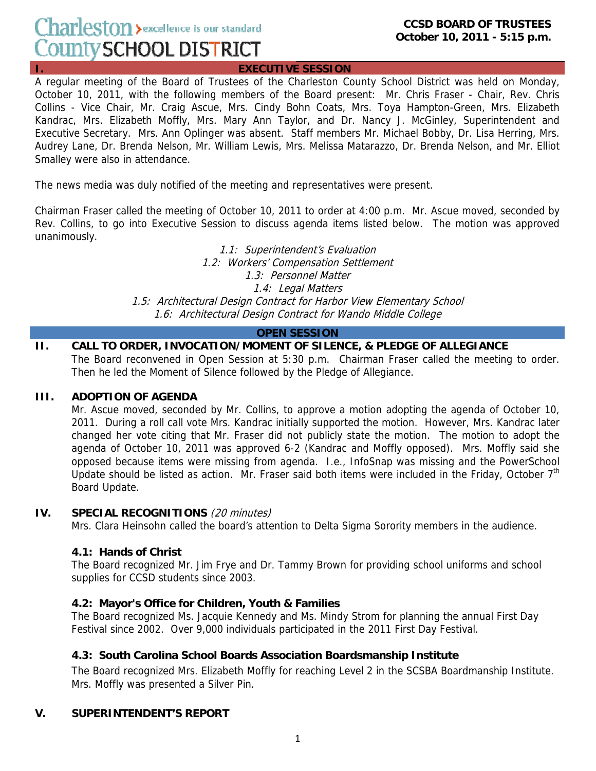Charleston County SCHOOL DISTRICT — excellence is our standard

**CCSD BOARD OF TRUSTEES**
**October 10, 2011 - 5:15 p.m.**

## I. EXECUTIVE SESSION

A regular meeting of the Board of Trustees of the Charleston County School District was held on Monday, October 10, 2011, with the following members of the Board present: Mr. Chris Fraser - Chair, Rev. Chris Collins - Vice Chair, Mr. Craig Ascue, Mrs. Cindy Bohn Coats, Mrs. Toya Hampton-Green, Mrs. Elizabeth Kandrac, Mrs. Elizabeth Moffly, Mrs. Mary Ann Taylor, and Dr. Nancy J. McGinley, Superintendent and Executive Secretary. Mrs. Ann Oplinger was absent. Staff members Mr. Michael Bobby, Dr. Lisa Herring, Mrs. Audrey Lane, Dr. Brenda Nelson, Mr. William Lewis, Mrs. Melissa Matarazzo, Dr. Brenda Nelson, and Mr. Elliot Smalley were also in attendance.

The news media was duly notified of the meeting and representatives were present.

Chairman Fraser called the meeting of October 10, 2011 to order at 4:00 p.m. Mr. Ascue moved, seconded by Rev. Collins, to go into Executive Session to discuss agenda items listed below. The motion was approved unanimously.

*1.1: Superintendent's Evaluation*
*1.2: Workers' Compensation Settlement*
*1.3: Personnel Matter*
*1.4: Legal Matters*
*1.5: Architectural Design Contract for Harbor View Elementary School*
*1.6: Architectural Design Contract for Wando Middle College*

## OPEN SESSION

### II. CALL TO ORDER, INVOCATION/MOMENT OF SILENCE, & PLEDGE OF ALLEGIANCE

The Board reconvened in Open Session at 5:30 p.m. Chairman Fraser called the meeting to order. Then he led the Moment of Silence followed by the Pledge of Allegiance.

### III. ADOPTION OF AGENDA

Mr. Ascue moved, seconded by Mr. Collins, to approve a motion adopting the agenda of October 10, 2011. During a roll call vote Mrs. Kandrac initially supported the motion. However, Mrs. Kandrac later changed her vote citing that Mr. Fraser did not publicly state the motion. The motion to adopt the agenda of October 10, 2011 was approved 6-2 (Kandrac and Moffly opposed). Mrs. Moffly said she opposed because items were missing from agenda. I.e., InfoSnap was missing and the PowerSchool Update should be listed as action. Mr. Fraser said both items were included in the Friday, October 7th Board Update.

### IV. SPECIAL RECOGNITIONS *(20 minutes)*

Mrs. Clara Heinsohn called the board's attention to Delta Sigma Sorority members in the audience.

#### 4.1: Hands of Christ

The Board recognized Mr. Jim Frye and Dr. Tammy Brown for providing school uniforms and school supplies for CCSD students since 2003.

#### 4.2: Mayor's Office for Children, Youth & Families

The Board recognized Ms. Jacquie Kennedy and Ms. Mindy Strom for planning the annual First Day Festival since 2002. Over 9,000 individuals participated in the 2011 First Day Festival.

#### 4.3: South Carolina School Boards Association Boardsmanship Institute

The Board recognized Mrs. Elizabeth Moffly for reaching Level 2 in the SCSBA Boardmanship Institute. Mrs. Moffly was presented a Silver Pin.

### V. SUPERINTENDENT'S REPORT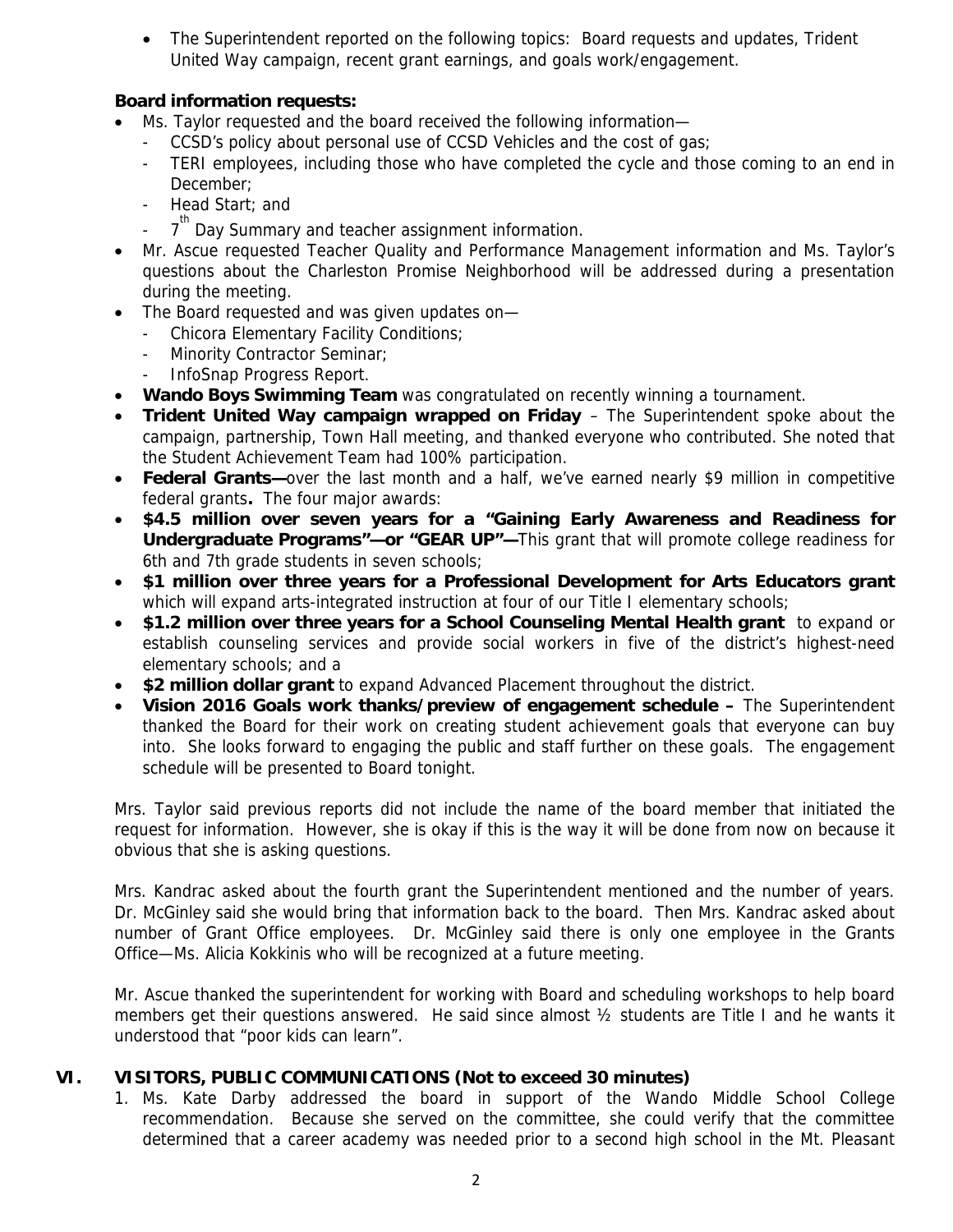- The Superintendent reported on the following topics: Board requests and updates, Trident United Way campaign, recent grant earnings, and goals work/engagement.

**Board information requests:**

- Ms. Taylor requested and the board received the following information—
  - CCSD's policy about personal use of CCSD Vehicles and the cost of gas;
  - TERI employees, including those who have completed the cycle and those coming to an end in December;
  - Head Start; and
  - 7th Day Summary and teacher assignment information.
- Mr. Ascue requested Teacher Quality and Performance Management information and Ms. Taylor's questions about the Charleston Promise Neighborhood will be addressed during a presentation during the meeting.
- The Board requested and was given updates on—
  - Chicora Elementary Facility Conditions;
  - Minority Contractor Seminar;
  - InfoSnap Progress Report.
- **Wando Boys Swimming Team** was congratulated on recently winning a tournament.
- **Trident United Way campaign wrapped on Friday** – The Superintendent spoke about the campaign, partnership, Town Hall meeting, and thanked everyone who contributed. She noted that the Student Achievement Team had 100% participation.
- **Federal Grants—**over the last month and a half, we've earned nearly $9 million in competitive federal grants**.** The four major awards:
- **$4.5 million over seven years for a "Gaining Early Awareness and Readiness for Undergraduate Programs"—or "GEAR UP"—**This grant that will promote college readiness for 6th and 7th grade students in seven schools;
- **$1 million over three years for a Professional Development for Arts Educators grant** which will expand arts-integrated instruction at four of our Title I elementary schools;
- **$1.2 million over three years for a School Counseling Mental Health grant** to expand or establish counseling services and provide social workers in five of the district's highest-need elementary schools; and a
- **$2 million dollar grant** to expand Advanced Placement throughout the district.
- **Vision 2016 Goals work thanks/preview of engagement schedule –** The Superintendent thanked the Board for their work on creating student achievement goals that everyone can buy into. She looks forward to engaging the public and staff further on these goals. The engagement schedule will be presented to Board tonight.

Mrs. Taylor said previous reports did not include the name of the board member that initiated the request for information. However, she is okay if this is the way it will be done from now on because it obvious that she is asking questions.

Mrs. Kandrac asked about the fourth grant the Superintendent mentioned and the number of years. Dr. McGinley said she would bring that information back to the board. Then Mrs. Kandrac asked about number of Grant Office employees. Dr. McGinley said there is only one employee in the Grants Office—Ms. Alicia Kokkinis who will be recognized at a future meeting.

Mr. Ascue thanked the superintendent for working with Board and scheduling workshops to help board members get their questions answered. He said since almost ½ students are Title I and he wants it understood that "poor kids can learn".

## VI. VISITORS, PUBLIC COMMUNICATIONS (Not to exceed 30 minutes)

1. Ms. Kate Darby addressed the board in support of the Wando Middle School College recommendation. Because she served on the committee, she could verify that the committee determined that a career academy was needed prior to a second high school in the Mt. Pleasant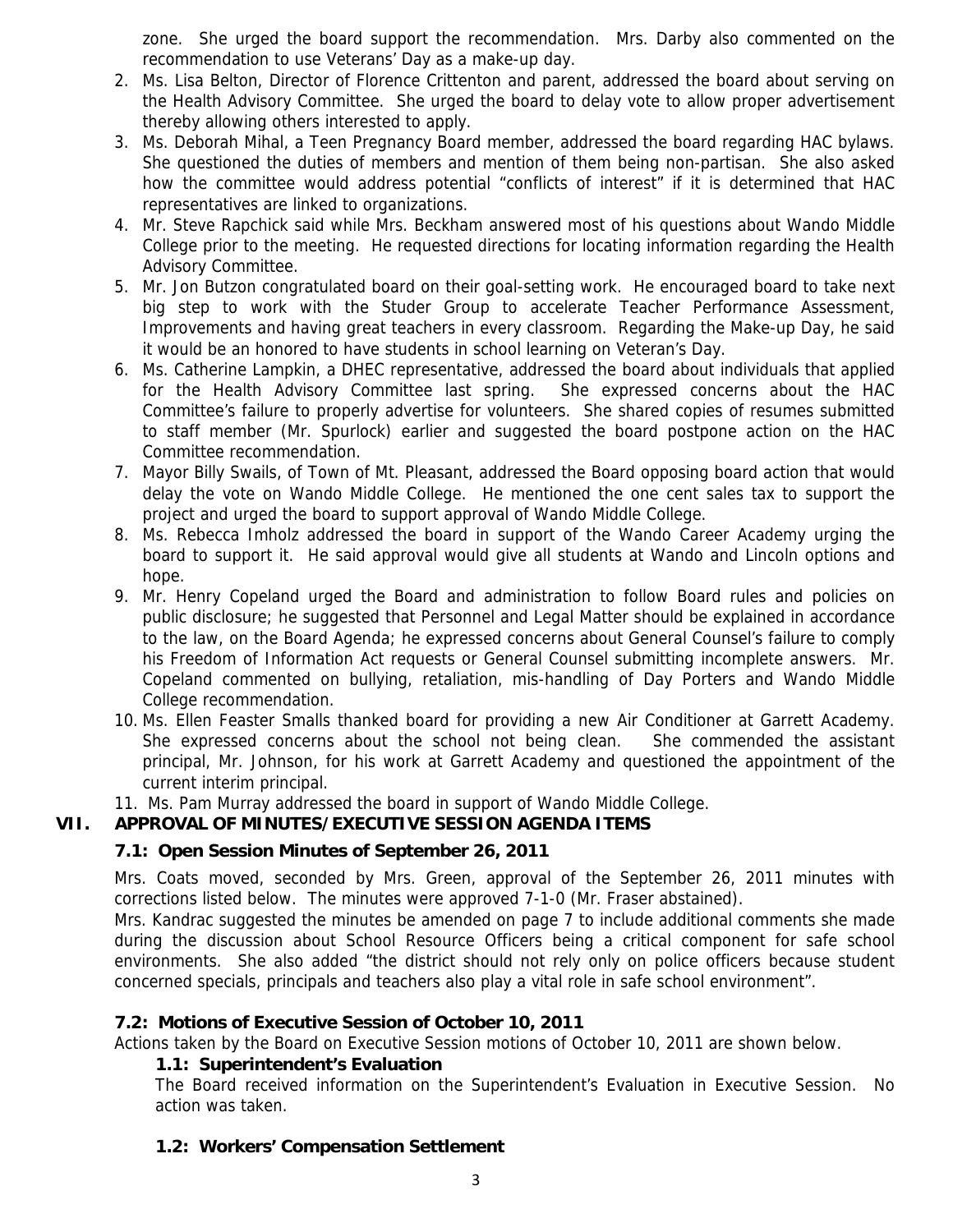zone. She urged the board support the recommendation. Mrs. Darby also commented on the recommendation to use Veterans' Day as a make-up day.

2. Ms. Lisa Belton, Director of Florence Crittenton and parent, addressed the board about serving on the Health Advisory Committee. She urged the board to delay vote to allow proper advertisement thereby allowing others interested to apply.
3. Ms. Deborah Mihal, a Teen Pregnancy Board member, addressed the board regarding HAC bylaws. She questioned the duties of members and mention of them being non-partisan. She also asked how the committee would address potential "conflicts of interest" if it is determined that HAC representatives are linked to organizations.
4. Mr. Steve Rapchick said while Mrs. Beckham answered most of his questions about Wando Middle College prior to the meeting. He requested directions for locating information regarding the Health Advisory Committee.
5. Mr. Jon Butzon congratulated board on their goal-setting work. He encouraged board to take next big step to work with the Studer Group to accelerate Teacher Performance Assessment, Improvements and having great teachers in every classroom. Regarding the Make-up Day, he said it would be an honored to have students in school learning on Veteran's Day.
6. Ms. Catherine Lampkin, a DHEC representative, addressed the board about individuals that applied for the Health Advisory Committee last spring. She expressed concerns about the HAC Committee's failure to properly advertise for volunteers. She shared copies of resumes submitted to staff member (Mr. Spurlock) earlier and suggested the board postpone action on the HAC Committee recommendation.
7. Mayor Billy Swails, of Town of Mt. Pleasant, addressed the Board opposing board action that would delay the vote on Wando Middle College. He mentioned the one cent sales tax to support the project and urged the board to support approval of Wando Middle College.
8. Ms. Rebecca Imholz addressed the board in support of the Wando Career Academy urging the board to support it. He said approval would give all students at Wando and Lincoln options and hope.
9. Mr. Henry Copeland urged the Board and administration to follow Board rules and policies on public disclosure; he suggested that Personnel and Legal Matter should be explained in accordance to the law, on the Board Agenda; he expressed concerns about General Counsel's failure to comply his Freedom of Information Act requests or General Counsel submitting incomplete answers. Mr. Copeland commented on bullying, retaliation, mis-handling of Day Porters and Wando Middle College recommendation.
10. Ms. Ellen Feaster Smalls thanked board for providing a new Air Conditioner at Garrett Academy. She expressed concerns about the school not being clean. She commended the assistant principal, Mr. Johnson, for his work at Garrett Academy and questioned the appointment of the current interim principal.
11. Ms. Pam Murray addressed the board in support of Wando Middle College.

## VII. APPROVAL OF MINUTES/EXECUTIVE SESSION AGENDA ITEMS

### 7.1: Open Session Minutes of September 26, 2011

Mrs. Coats moved, seconded by Mrs. Green, approval of the September 26, 2011 minutes with corrections listed below. The minutes were approved 7-1-0 (Mr. Fraser abstained).

Mrs. Kandrac suggested the minutes be amended on page 7 to include additional comments she made during the discussion about School Resource Officers being a critical component for safe school environments. She also added "the district should not rely only on police officers because student concerned specials, principals and teachers also play a vital role in safe school environment".

### 7.2: Motions of Executive Session of October 10, 2011

Actions taken by the Board on Executive Session motions of October 10, 2011 are shown below.

#### 1.1: Superintendent's Evaluation

The Board received information on the Superintendent's Evaluation in Executive Session. No action was taken.

#### 1.2: Workers' Compensation Settlement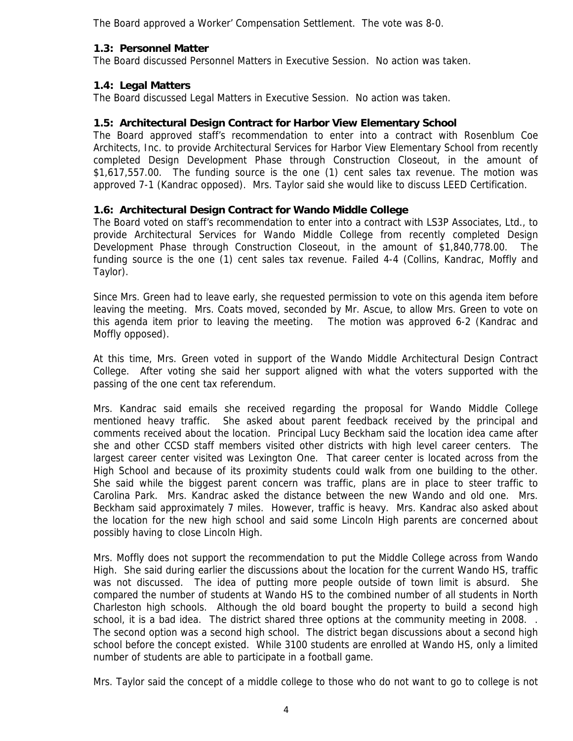The Board approved a Worker' Compensation Settlement. The vote was 8-0.

### 1.3: Personnel Matter

The Board discussed Personnel Matters in Executive Session. No action was taken.

### 1.4: Legal Matters

The Board discussed Legal Matters in Executive Session. No action was taken.

### 1.5: Architectural Design Contract for Harbor View Elementary School

The Board approved staff's recommendation to enter into a contract with Rosenblum Coe Architects, Inc. to provide Architectural Services for Harbor View Elementary School from recently completed Design Development Phase through Construction Closeout, in the amount of $1,617,557.00. The funding source is the one (1) cent sales tax revenue. The motion was approved 7-1 (Kandrac opposed). Mrs. Taylor said she would like to discuss LEED Certification.

### 1.6: Architectural Design Contract for Wando Middle College

The Board voted on staff's recommendation to enter into a contract with LS3P Associates, Ltd., to provide Architectural Services for Wando Middle College from recently completed Design Development Phase through Construction Closeout, in the amount of $1,840,778.00. The funding source is the one (1) cent sales tax revenue. Failed 4-4 (Collins, Kandrac, Moffly and Taylor).

Since Mrs. Green had to leave early, she requested permission to vote on this agenda item before leaving the meeting. Mrs. Coats moved, seconded by Mr. Ascue, to allow Mrs. Green to vote on this agenda item prior to leaving the meeting. The motion was approved 6-2 (Kandrac and Moffly opposed).

At this time, Mrs. Green voted in support of the Wando Middle Architectural Design Contract College. After voting she said her support aligned with what the voters supported with the passing of the one cent tax referendum.

Mrs. Kandrac said emails she received regarding the proposal for Wando Middle College mentioned heavy traffic. She asked about parent feedback received by the principal and comments received about the location. Principal Lucy Beckham said the location idea came after she and other CCSD staff members visited other districts with high level career centers. The largest career center visited was Lexington One. That career center is located across from the High School and because of its proximity students could walk from one building to the other. She said while the biggest parent concern was traffic, plans are in place to steer traffic to Carolina Park. Mrs. Kandrac asked the distance between the new Wando and old one. Mrs. Beckham said approximately 7 miles. However, traffic is heavy. Mrs. Kandrac also asked about the location for the new high school and said some Lincoln High parents are concerned about possibly having to close Lincoln High.

Mrs. Moffly does not support the recommendation to put the Middle College across from Wando High. She said during earlier the discussions about the location for the current Wando HS, traffic was not discussed. The idea of putting more people outside of town limit is absurd. She compared the number of students at Wando HS to the combined number of all students in North Charleston high schools. Although the old board bought the property to build a second high school, it is a bad idea. The district shared three options at the community meeting in 2008. . The second option was a second high school. The district began discussions about a second high school before the concept existed. While 3100 students are enrolled at Wando HS, only a limited number of students are able to participate in a football game.

Mrs. Taylor said the concept of a middle college to those who do not want to go to college is not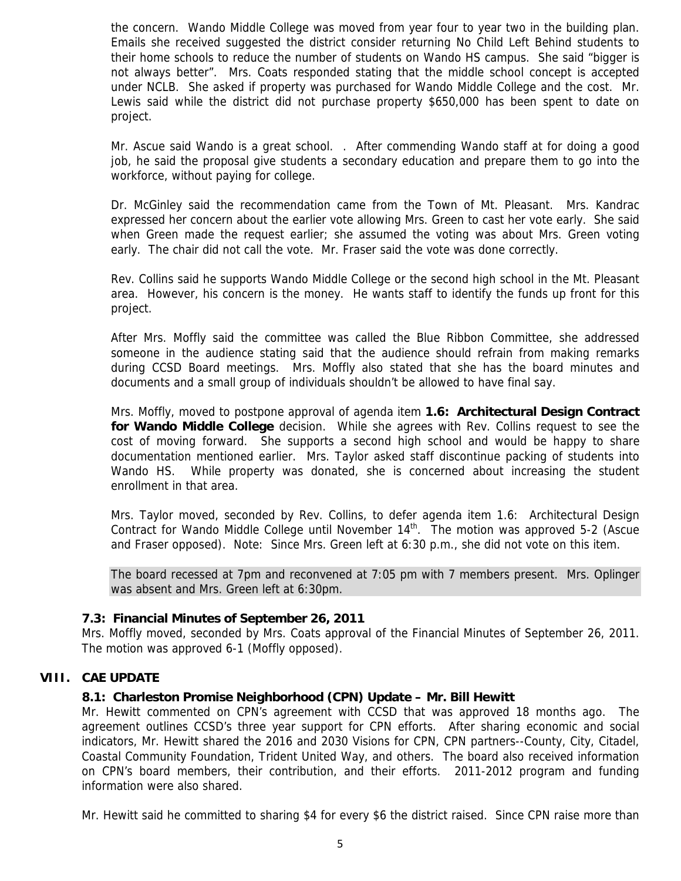the concern. Wando Middle College was moved from year four to year two in the building plan. Emails she received suggested the district consider returning No Child Left Behind students to their home schools to reduce the number of students on Wando HS campus. She said "bigger is not always better". Mrs. Coats responded stating that the middle school concept is accepted under NCLB. She asked if property was purchased for Wando Middle College and the cost. Mr. Lewis said while the district did not purchase property $650,000 has been spent to date on project.

Mr. Ascue said Wando is a great school. . After commending Wando staff at for doing a good job, he said the proposal give students a secondary education and prepare them to go into the workforce, without paying for college.

Dr. McGinley said the recommendation came from the Town of Mt. Pleasant. Mrs. Kandrac expressed her concern about the earlier vote allowing Mrs. Green to cast her vote early. She said when Green made the request earlier; she assumed the voting was about Mrs. Green voting early. The chair did not call the vote. Mr. Fraser said the vote was done correctly.

Rev. Collins said he supports Wando Middle College or the second high school in the Mt. Pleasant area. However, his concern is the money. He wants staff to identify the funds up front for this project.

After Mrs. Moffly said the committee was called the Blue Ribbon Committee, she addressed someone in the audience stating said that the audience should refrain from making remarks during CCSD Board meetings. Mrs. Moffly also stated that she has the board minutes and documents and a small group of individuals shouldn't be allowed to have final say.

Mrs. Moffly, moved to postpone approval of agenda item **1.6: Architectural Design Contract for Wando Middle College** decision. While she agrees with Rev. Collins request to see the cost of moving forward. She supports a second high school and would be happy to share documentation mentioned earlier. Mrs. Taylor asked staff discontinue packing of students into Wando HS. While property was donated, she is concerned about increasing the student enrollment in that area.

Mrs. Taylor moved, seconded by Rev. Collins, to defer agenda item 1.6: Architectural Design Contract for Wando Middle College until November 14th. The motion was approved 5-2 (Ascue and Fraser opposed). Note: Since Mrs. Green left at 6:30 p.m., she did not vote on this item.

The board recessed at 7pm and reconvened at 7:05 pm with 7 members present. Mrs. Oplinger was absent and Mrs. Green left at 6:30pm.

### 7.3: Financial Minutes of September 26, 2011

Mrs. Moffly moved, seconded by Mrs. Coats approval of the Financial Minutes of September 26, 2011. The motion was approved 6-1 (Moffly opposed).

## VIII. CAE UPDATE

### 8.1: Charleston Promise Neighborhood (CPN) Update – Mr. Bill Hewitt

Mr. Hewitt commented on CPN's agreement with CCSD that was approved 18 months ago. The agreement outlines CCSD's three year support for CPN efforts. After sharing economic and social indicators, Mr. Hewitt shared the 2016 and 2030 Visions for CPN, CPN partners--County, City, Citadel, Coastal Community Foundation, Trident United Way, and others. The board also received information on CPN's board members, their contribution, and their efforts. 2011-2012 program and funding information were also shared.

Mr. Hewitt said he committed to sharing $4 for every $6 the district raised. Since CPN raise more than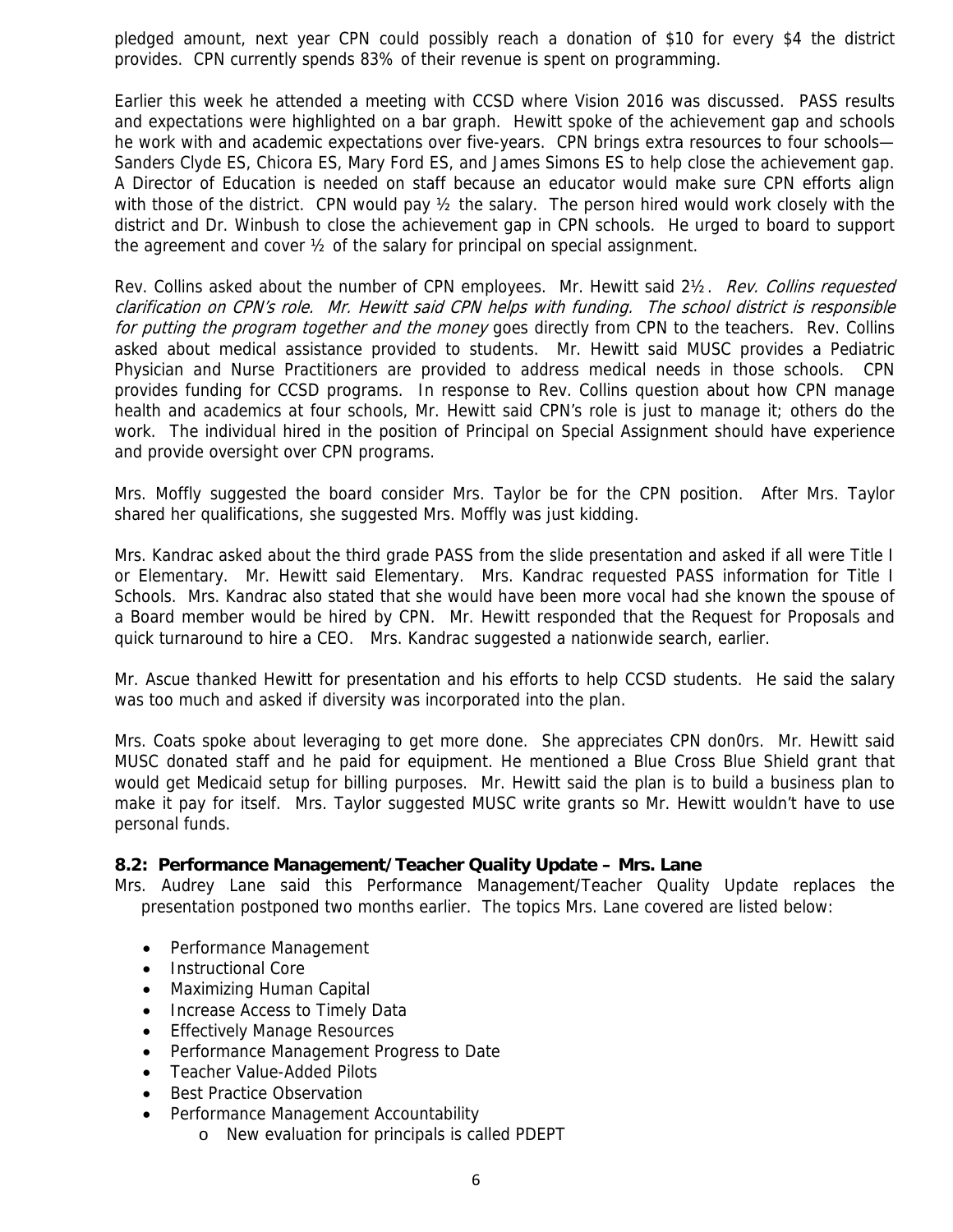pledged amount, next year CPN could possibly reach a donation of $10 for every $4 the district provides. CPN currently spends 83% of their revenue is spent on programming.

Earlier this week he attended a meeting with CCSD where Vision 2016 was discussed. PASS results and expectations were highlighted on a bar graph. Hewitt spoke of the achievement gap and schools he work with and academic expectations over five-years. CPN brings extra resources to four schools—Sanders Clyde ES, Chicora ES, Mary Ford ES, and James Simons ES to help close the achievement gap. A Director of Education is needed on staff because an educator would make sure CPN efforts align with those of the district. CPN would pay ½ the salary. The person hired would work closely with the district and Dr. Winbush to close the achievement gap in CPN schools. He urged to board to support the agreement and cover ½ of the salary for principal on special assignment.

Rev. Collins asked about the number of CPN employees. Mr. Hewitt said 2½. *Rev. Collins requested clarification on CPN's role. Mr. Hewitt said CPN helps with funding. The school district is responsible for putting the program together and the money* goes directly from CPN to the teachers. Rev. Collins asked about medical assistance provided to students. Mr. Hewitt said MUSC provides a Pediatric Physician and Nurse Practitioners are provided to address medical needs in those schools. CPN provides funding for CCSD programs. In response to Rev. Collins question about how CPN manage health and academics at four schools, Mr. Hewitt said CPN's role is just to manage it; others do the work. The individual hired in the position of Principal on Special Assignment should have experience and provide oversight over CPN programs.

Mrs. Moffly suggested the board consider Mrs. Taylor be for the CPN position. After Mrs. Taylor shared her qualifications, she suggested Mrs. Moffly was just kidding.

Mrs. Kandrac asked about the third grade PASS from the slide presentation and asked if all were Title I or Elementary. Mr. Hewitt said Elementary. Mrs. Kandrac requested PASS information for Title I Schools. Mrs. Kandrac also stated that she would have been more vocal had she known the spouse of a Board member would be hired by CPN. Mr. Hewitt responded that the Request for Proposals and quick turnaround to hire a CEO. Mrs. Kandrac suggested a nationwide search, earlier.

Mr. Ascue thanked Hewitt for presentation and his efforts to help CCSD students. He said the salary was too much and asked if diversity was incorporated into the plan.

Mrs. Coats spoke about leveraging to get more done. She appreciates CPN don0rs. Mr. Hewitt said MUSC donated staff and he paid for equipment. He mentioned a Blue Cross Blue Shield grant that would get Medicaid setup for billing purposes. Mr. Hewitt said the plan is to build a business plan to make it pay for itself. Mrs. Taylor suggested MUSC write grants so Mr. Hewitt wouldn't have to use personal funds.

**8.2: Performance Management/Teacher Quality Update – Mrs. Lane**

Mrs. Audrey Lane said this Performance Management/Teacher Quality Update replaces the presentation postponed two months earlier. The topics Mrs. Lane covered are listed below:

- Performance Management
- Instructional Core
- Maximizing Human Capital
- Increase Access to Timely Data
- Effectively Manage Resources
- Performance Management Progress to Date
- Teacher Value-Added Pilots
- Best Practice Observation
- Performance Management Accountability
  - New evaluation for principals is called PDEPT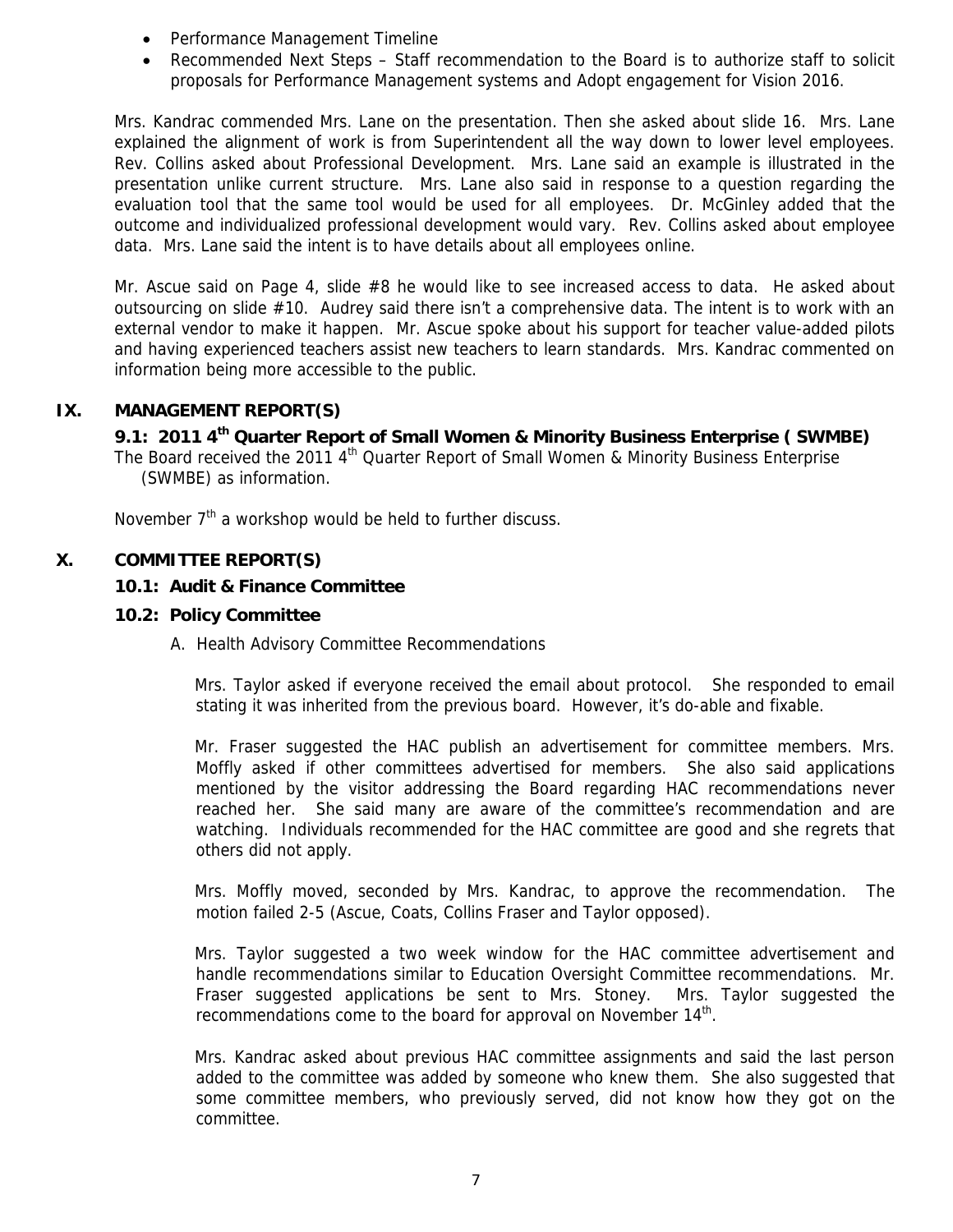- Performance Management Timeline
- Recommended Next Steps – Staff recommendation to the Board is to authorize staff to solicit proposals for Performance Management systems and Adopt engagement for Vision 2016.

Mrs. Kandrac commended Mrs. Lane on the presentation. Then she asked about slide 16. Mrs. Lane explained the alignment of work is from Superintendent all the way down to lower level employees. Rev. Collins asked about Professional Development. Mrs. Lane said an example is illustrated in the presentation unlike current structure. Mrs. Lane also said in response to a question regarding the evaluation tool that the same tool would be used for all employees. Dr. McGinley added that the outcome and individualized professional development would vary. Rev. Collins asked about employee data. Mrs. Lane said the intent is to have details about all employees online.

Mr. Ascue said on Page 4, slide #8 he would like to see increased access to data. He asked about outsourcing on slide #10. Audrey said there isn't a comprehensive data. The intent is to work with an external vendor to make it happen. Mr. Ascue spoke about his support for teacher value-added pilots and having experienced teachers assist new teachers to learn standards. Mrs. Kandrac commented on information being more accessible to the public.

## IX. MANAGEMENT REPORT(S)

### 9.1: 2011 4th Quarter Report of Small Women & Minority Business Enterprise ( SWMBE)

The Board received the 2011 4th Quarter Report of Small Women & Minority Business Enterprise (SWMBE) as information.

November 7th a workshop would be held to further discuss.

## X. COMMITTEE REPORT(S)

### 10.1: Audit & Finance Committee

### 10.2: Policy Committee

A. Health Advisory Committee Recommendations

Mrs. Taylor asked if everyone received the email about protocol. She responded to email stating it was inherited from the previous board. However, it's do-able and fixable.

Mr. Fraser suggested the HAC publish an advertisement for committee members. Mrs. Moffly asked if other committees advertised for members. She also said applications mentioned by the visitor addressing the Board regarding HAC recommendations never reached her. She said many are aware of the committee's recommendation and are watching. Individuals recommended for the HAC committee are good and she regrets that others did not apply.

Mrs. Moffly moved, seconded by Mrs. Kandrac, to approve the recommendation. The motion failed 2-5 (Ascue, Coats, Collins Fraser and Taylor opposed).

Mrs. Taylor suggested a two week window for the HAC committee advertisement and handle recommendations similar to Education Oversight Committee recommendations. Mr. Fraser suggested applications be sent to Mrs. Stoney. Mrs. Taylor suggested the recommendations come to the board for approval on November 14th.

Mrs. Kandrac asked about previous HAC committee assignments and said the last person added to the committee was added by someone who knew them. She also suggested that some committee members, who previously served, did not know how they got on the committee.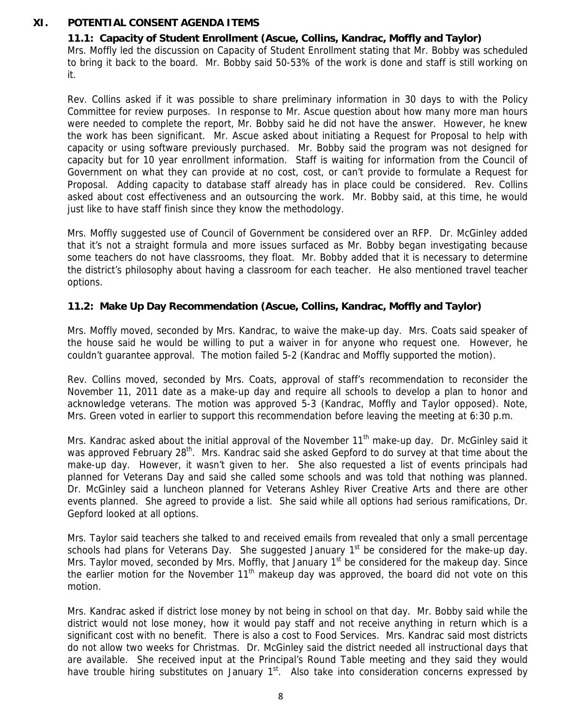## XI. POTENTIAL CONSENT AGENDA ITEMS

### 11.1: Capacity of Student Enrollment (Ascue, Collins, Kandrac, Moffly and Taylor)

Mrs. Moffly led the discussion on Capacity of Student Enrollment stating that Mr. Bobby was scheduled to bring it back to the board. Mr. Bobby said 50-53% of the work is done and staff is still working on it.

Rev. Collins asked if it was possible to share preliminary information in 30 days to with the Policy Committee for review purposes. In response to Mr. Ascue question about how many more man hours were needed to complete the report, Mr. Bobby said he did not have the answer. However, he knew the work has been significant. Mr. Ascue asked about initiating a Request for Proposal to help with capacity or using software previously purchased. Mr. Bobby said the program was not designed for capacity but for 10 year enrollment information. Staff is waiting for information from the Council of Government on what they can provide at no cost, cost, or can't provide to formulate a Request for Proposal. Adding capacity to database staff already has in place could be considered. Rev. Collins asked about cost effectiveness and an outsourcing the work. Mr. Bobby said, at this time, he would just like to have staff finish since they know the methodology.

Mrs. Moffly suggested use of Council of Government be considered over an RFP. Dr. McGinley added that it's not a straight formula and more issues surfaced as Mr. Bobby began investigating because some teachers do not have classrooms, they float. Mr. Bobby added that it is necessary to determine the district's philosophy about having a classroom for each teacher. He also mentioned travel teacher options.

### 11.2: Make Up Day Recommendation (Ascue, Collins, Kandrac, Moffly and Taylor)

Mrs. Moffly moved, seconded by Mrs. Kandrac, to waive the make-up day. Mrs. Coats said speaker of the house said he would be willing to put a waiver in for anyone who request one. However, he couldn't guarantee approval. The motion failed 5-2 (Kandrac and Moffly supported the motion).

Rev. Collins moved, seconded by Mrs. Coats, approval of staff's recommendation to reconsider the November 11, 2011 date as a make-up day and require all schools to develop a plan to honor and acknowledge veterans. The motion was approved 5-3 (Kandrac, Moffly and Taylor opposed). Note, Mrs. Green voted in earlier to support this recommendation before leaving the meeting at 6:30 p.m.

Mrs. Kandrac asked about the initial approval of the November 11th make-up day. Dr. McGinley said it was approved February 28th. Mrs. Kandrac said she asked Gepford to do survey at that time about the make-up day. However, it wasn't given to her. She also requested a list of events principals had planned for Veterans Day and said she called some schools and was told that nothing was planned. Dr. McGinley said a luncheon planned for Veterans Ashley River Creative Arts and there are other events planned. She agreed to provide a list. She said while all options had serious ramifications, Dr. Gepford looked at all options.

Mrs. Taylor said teachers she talked to and received emails from revealed that only a small percentage schools had plans for Veterans Day. She suggested January 1st be considered for the make-up day. Mrs. Taylor moved, seconded by Mrs. Moffly, that January 1st be considered for the makeup day. Since the earlier motion for the November 11th makeup day was approved, the board did not vote on this motion.

Mrs. Kandrac asked if district lose money by not being in school on that day. Mr. Bobby said while the district would not lose money, how it would pay staff and not receive anything in return which is a significant cost with no benefit. There is also a cost to Food Services. Mrs. Kandrac said most districts do not allow two weeks for Christmas. Dr. McGinley said the district needed all instructional days that are available. She received input at the Principal's Round Table meeting and they said they would have trouble hiring substitutes on January 1st. Also take into consideration concerns expressed by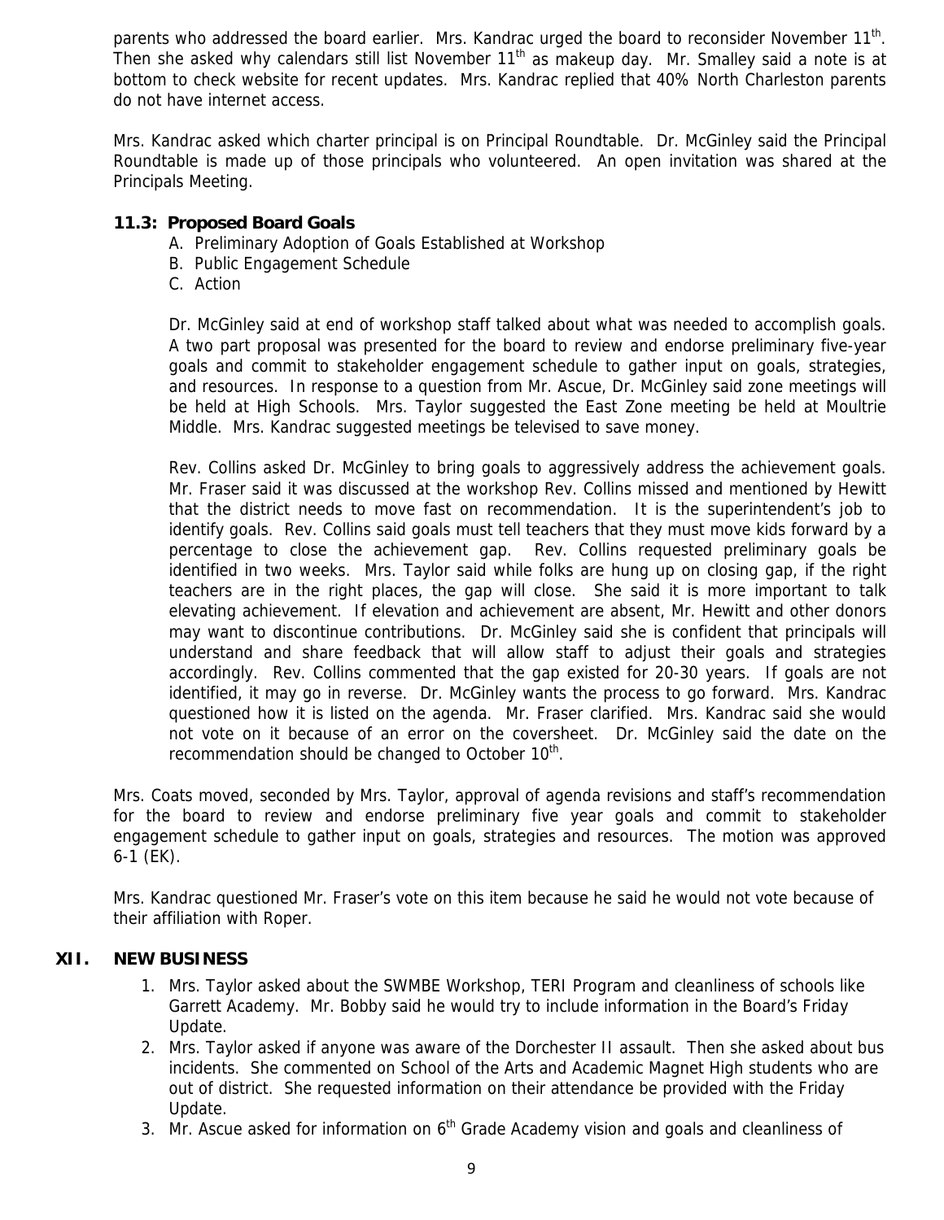parents who addressed the board earlier. Mrs. Kandrac urged the board to reconsider November 11th. Then she asked why calendars still list November 11th as makeup day. Mr. Smalley said a note is at bottom to check website for recent updates. Mrs. Kandrac replied that 40% North Charleston parents do not have internet access.

Mrs. Kandrac asked which charter principal is on Principal Roundtable. Dr. McGinley said the Principal Roundtable is made up of those principals who volunteered. An open invitation was shared at the Principals Meeting.

### 11.3: Proposed Board Goals

A. Preliminary Adoption of Goals Established at Workshop
B. Public Engagement Schedule
C. Action

Dr. McGinley said at end of workshop staff talked about what was needed to accomplish goals. A two part proposal was presented for the board to review and endorse preliminary five-year goals and commit to stakeholder engagement schedule to gather input on goals, strategies, and resources. In response to a question from Mr. Ascue, Dr. McGinley said zone meetings will be held at High Schools. Mrs. Taylor suggested the East Zone meeting be held at Moultrie Middle. Mrs. Kandrac suggested meetings be televised to save money.

Rev. Collins asked Dr. McGinley to bring goals to aggressively address the achievement goals. Mr. Fraser said it was discussed at the workshop Rev. Collins missed and mentioned by Hewitt that the district needs to move fast on recommendation. It is the superintendent's job to identify goals. Rev. Collins said goals must tell teachers that they must move kids forward by a percentage to close the achievement gap. Rev. Collins requested preliminary goals be identified in two weeks. Mrs. Taylor said while folks are hung up on closing gap, if the right teachers are in the right places, the gap will close. She said it is more important to talk elevating achievement. If elevation and achievement are absent, Mr. Hewitt and other donors may want to discontinue contributions. Dr. McGinley said she is confident that principals will understand and share feedback that will allow staff to adjust their goals and strategies accordingly. Rev. Collins commented that the gap existed for 20-30 years. If goals are not identified, it may go in reverse. Dr. McGinley wants the process to go forward. Mrs. Kandrac questioned how it is listed on the agenda. Mr. Fraser clarified. Mrs. Kandrac said she would not vote on it because of an error on the coversheet. Dr. McGinley said the date on the recommendation should be changed to October 10th.

Mrs. Coats moved, seconded by Mrs. Taylor, approval of agenda revisions and staff's recommendation for the board to review and endorse preliminary five year goals and commit to stakeholder engagement schedule to gather input on goals, strategies and resources. The motion was approved 6-1 (EK).

Mrs. Kandrac questioned Mr. Fraser's vote on this item because he said he would not vote because of their affiliation with Roper.

## XII. NEW BUSINESS

1. Mrs. Taylor asked about the SWMBE Workshop, TERI Program and cleanliness of schools like Garrett Academy. Mr. Bobby said he would try to include information in the Board's Friday Update.
2. Mrs. Taylor asked if anyone was aware of the Dorchester II assault. Then she asked about bus incidents. She commented on School of the Arts and Academic Magnet High students who are out of district. She requested information on their attendance be provided with the Friday Update.
3. Mr. Ascue asked for information on 6th Grade Academy vision and goals and cleanliness of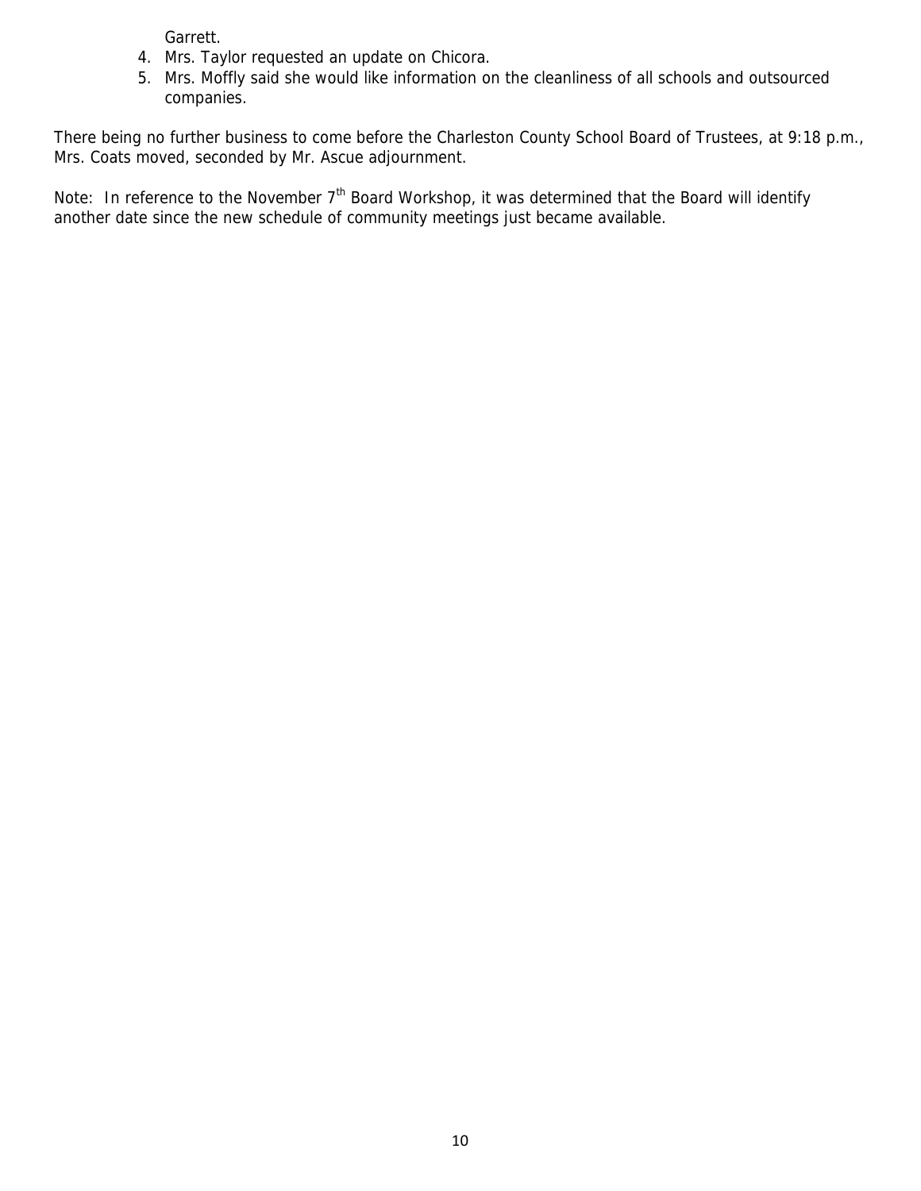Garrett.

4. Mrs. Taylor requested an update on Chicora.
5. Mrs. Moffly said she would like information on the cleanliness of all schools and outsourced companies.

There being no further business to come before the Charleston County School Board of Trustees, at 9:18 p.m., Mrs. Coats moved, seconded by Mr. Ascue adjournment.

Note: In reference to the November 7th Board Workshop, it was determined that the Board will identify another date since the new schedule of community meetings just became available.